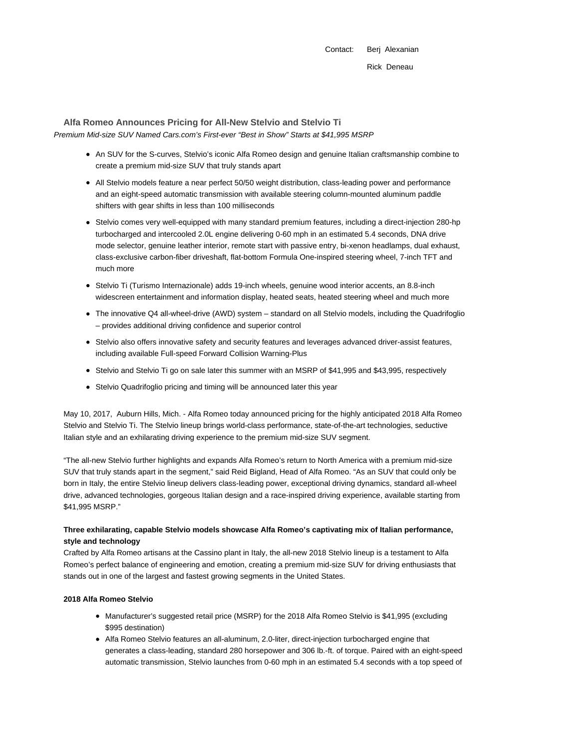Contact: Berj Alexanian

Rick Deneau

## Alfa Romeo Announces Pricing for All-New Stelvio and Stelvio Ti

*Premium Mid-size SUV Named Cars.com's First-ever "Best in Show" Starts at $41,995 MSRP*

- An SUV for the S-curves, Stelvio's iconic Alfa Romeo design and genuine Italian craftsmanship combine to create a premium mid-size SUV that truly stands apart
- All Stelvio models feature a near perfect 50/50 weight distribution, class-leading power and performance and an eight-speed automatic transmission with available steering column-mounted aluminum paddle shifters with gear shifts in less than 100 milliseconds
- Stelvio comes very well-equipped with many standard premium features, including a direct-injection 280-hp turbocharged and intercooled 2.0L engine delivering 0-60 mph in an estimated 5.4 seconds, DNA drive mode selector, genuine leather interior, remote start with passive entry, bi-xenon headlamps, dual exhaust, class-exclusive carbon-fiber driveshaft, flat-bottom Formula One-inspired steering wheel, 7-inch TFT and much more
- Stelvio Ti (Turismo Internazionale) adds 19-inch wheels, genuine wood interior accents, an 8.8-inch widescreen entertainment and information display, heated seats, heated steering wheel and much more
- The innovative Q4 all-wheel-drive (AWD) system – standard on all Stelvio models, including the Quadrifoglio – provides additional driving confidence and superior control
- Stelvio also offers innovative safety and security features and leverages advanced driver-assist features, including available Full-speed Forward Collision Warning-Plus
- Stelvio and Stelvio Ti go on sale later this summer with an MSRP of $41,995 and $43,995, respectively
- Stelvio Quadrifoglio pricing and timing will be announced later this year

May 10, 2017, Auburn Hills, Mich. - Alfa Romeo today announced pricing for the highly anticipated 2018 Alfa Romeo Stelvio and Stelvio Ti. The Stelvio lineup brings world-class performance, state-of-the-art technologies, seductive Italian style and an exhilarating driving experience to the premium mid-size SUV segment.

"The all-new Stelvio further highlights and expands Alfa Romeo's return to North America with a premium mid-size SUV that truly stands apart in the segment," said Reid Bigland, Head of Alfa Romeo. "As an SUV that could only be born in Italy, the entire Stelvio lineup delivers class-leading power, exceptional driving dynamics, standard all-wheel drive, advanced technologies, gorgeous Italian design and a race-inspired driving experience, available starting from $41,995 MSRP."

**Three exhilarating, capable Stelvio models showcase Alfa Romeo's captivating mix of Italian performance, style and technology**

Crafted by Alfa Romeo artisans at the Cassino plant in Italy, the all-new 2018 Stelvio lineup is a testament to Alfa Romeo's perfect balance of engineering and emotion, creating a premium mid-size SUV for driving enthusiasts that stands out in one of the largest and fastest growing segments in the United States.

**2018 Alfa Romeo Stelvio**

- Manufacturer's suggested retail price (MSRP) for the 2018 Alfa Romeo Stelvio is $41,995 (excluding $995 destination)
- Alfa Romeo Stelvio features an all-aluminum, 2.0-liter, direct-injection turbocharged engine that generates a class-leading, standard 280 horsepower and 306 lb.-ft. of torque. Paired with an eight-speed automatic transmission, Stelvio launches from 0-60 mph in an estimated 5.4 seconds with a top speed of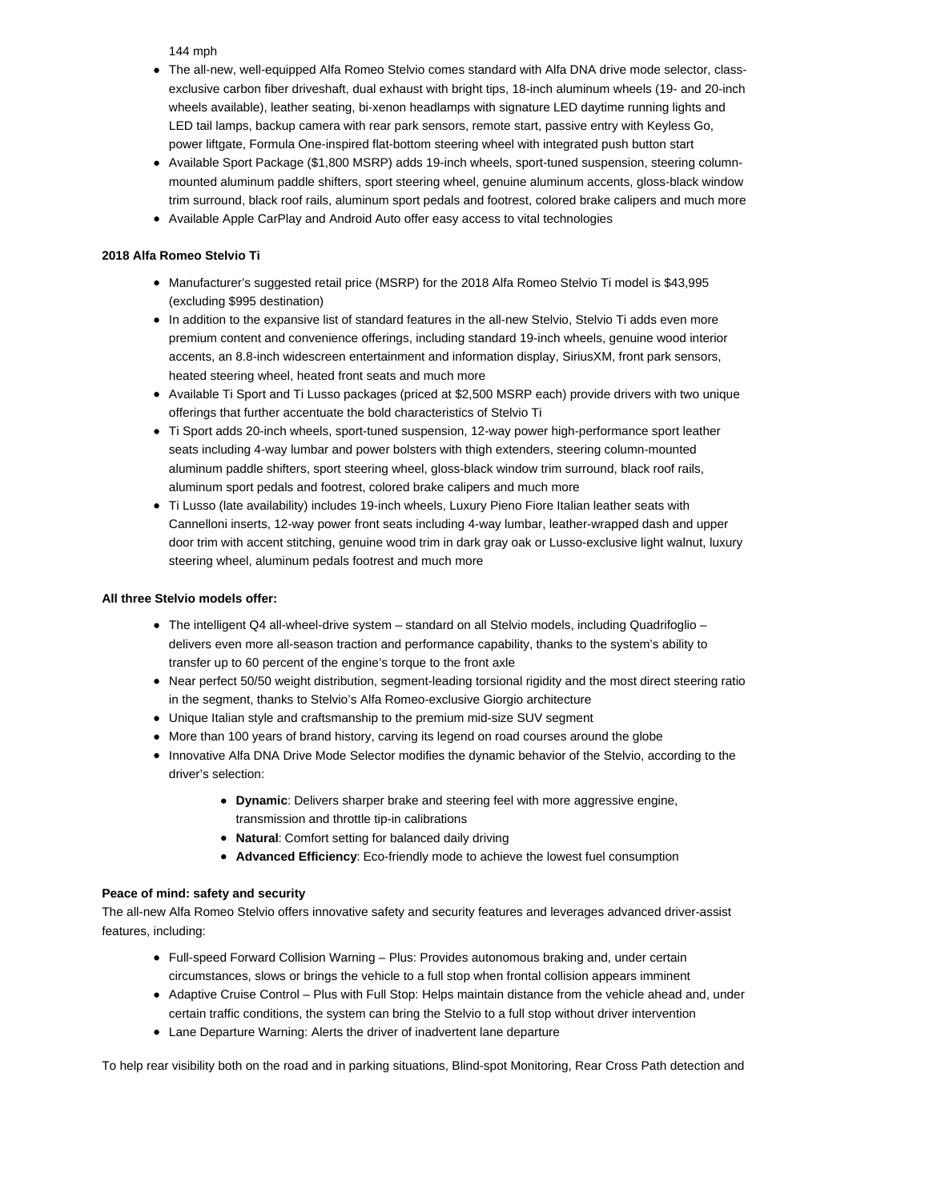144 mph

- The all-new, well-equipped Alfa Romeo Stelvio comes standard with Alfa DNA drive mode selector, class-exclusive carbon fiber driveshaft, dual exhaust with bright tips, 18-inch aluminum wheels (19- and 20-inch wheels available), leather seating, bi-xenon headlamps with signature LED daytime running lights and LED tail lamps, backup camera with rear park sensors, remote start, passive entry with Keyless Go, power liftgate, Formula One-inspired flat-bottom steering wheel with integrated push button start
- Available Sport Package ($1,800 MSRP) adds 19-inch wheels, sport-tuned suspension, steering column-mounted aluminum paddle shifters, sport steering wheel, genuine aluminum accents, gloss-black window trim surround, black roof rails, aluminum sport pedals and footrest, colored brake calipers and much more
- Available Apple CarPlay and Android Auto offer easy access to vital technologies

**2018 Alfa Romeo Stelvio Ti**

- Manufacturer's suggested retail price (MSRP) for the 2018 Alfa Romeo Stelvio Ti model is $43,995 (excluding $995 destination)
- In addition to the expansive list of standard features in the all-new Stelvio, Stelvio Ti adds even more premium content and convenience offerings, including standard 19-inch wheels, genuine wood interior accents, an 8.8-inch widescreen entertainment and information display, SiriusXM, front park sensors, heated steering wheel, heated front seats and much more
- Available Ti Sport and Ti Lusso packages (priced at $2,500 MSRP each) provide drivers with two unique offerings that further accentuate the bold characteristics of Stelvio Ti
- Ti Sport adds 20-inch wheels, sport-tuned suspension, 12-way power high-performance sport leather seats including 4-way lumbar and power bolsters with thigh extenders, steering column-mounted aluminum paddle shifters, sport steering wheel, gloss-black window trim surround, black roof rails, aluminum sport pedals and footrest, colored brake calipers and much more
- Ti Lusso (late availability) includes 19-inch wheels, Luxury Pieno Fiore Italian leather seats with Cannelloni inserts, 12-way power front seats including 4-way lumbar, leather-wrapped dash and upper door trim with accent stitching, genuine wood trim in dark gray oak or Lusso-exclusive light walnut, luxury steering wheel, aluminum pedals footrest and much more

**All three Stelvio models offer:**

- The intelligent Q4 all-wheel-drive system – standard on all Stelvio models, including Quadrifoglio – delivers even more all-season traction and performance capability, thanks to the system's ability to transfer up to 60 percent of the engine's torque to the front axle
- Near perfect 50/50 weight distribution, segment-leading torsional rigidity and the most direct steering ratio in the segment, thanks to Stelvio's Alfa Romeo-exclusive Giorgio architecture
- Unique Italian style and craftsmanship to the premium mid-size SUV segment
- More than 100 years of brand history, carving its legend on road courses around the globe
- Innovative Alfa DNA Drive Mode Selector modifies the dynamic behavior of the Stelvio, according to the driver's selection:
    - **Dynamic**: Delivers sharper brake and steering feel with more aggressive engine, transmission and throttle tip-in calibrations
    - **Natural**: Comfort setting for balanced daily driving
    - **Advanced Efficiency**: Eco-friendly mode to achieve the lowest fuel consumption

**Peace of mind: safety and security**

The all-new Alfa Romeo Stelvio offers innovative safety and security features and leverages advanced driver-assist features, including:

- Full-speed Forward Collision Warning – Plus: Provides autonomous braking and, under certain circumstances, slows or brings the vehicle to a full stop when frontal collision appears imminent
- Adaptive Cruise Control – Plus with Full Stop: Helps maintain distance from the vehicle ahead and, under certain traffic conditions, the system can bring the Stelvio to a full stop without driver intervention
- Lane Departure Warning: Alerts the driver of inadvertent lane departure

To help rear visibility both on the road and in parking situations, Blind-spot Monitoring, Rear Cross Path detection and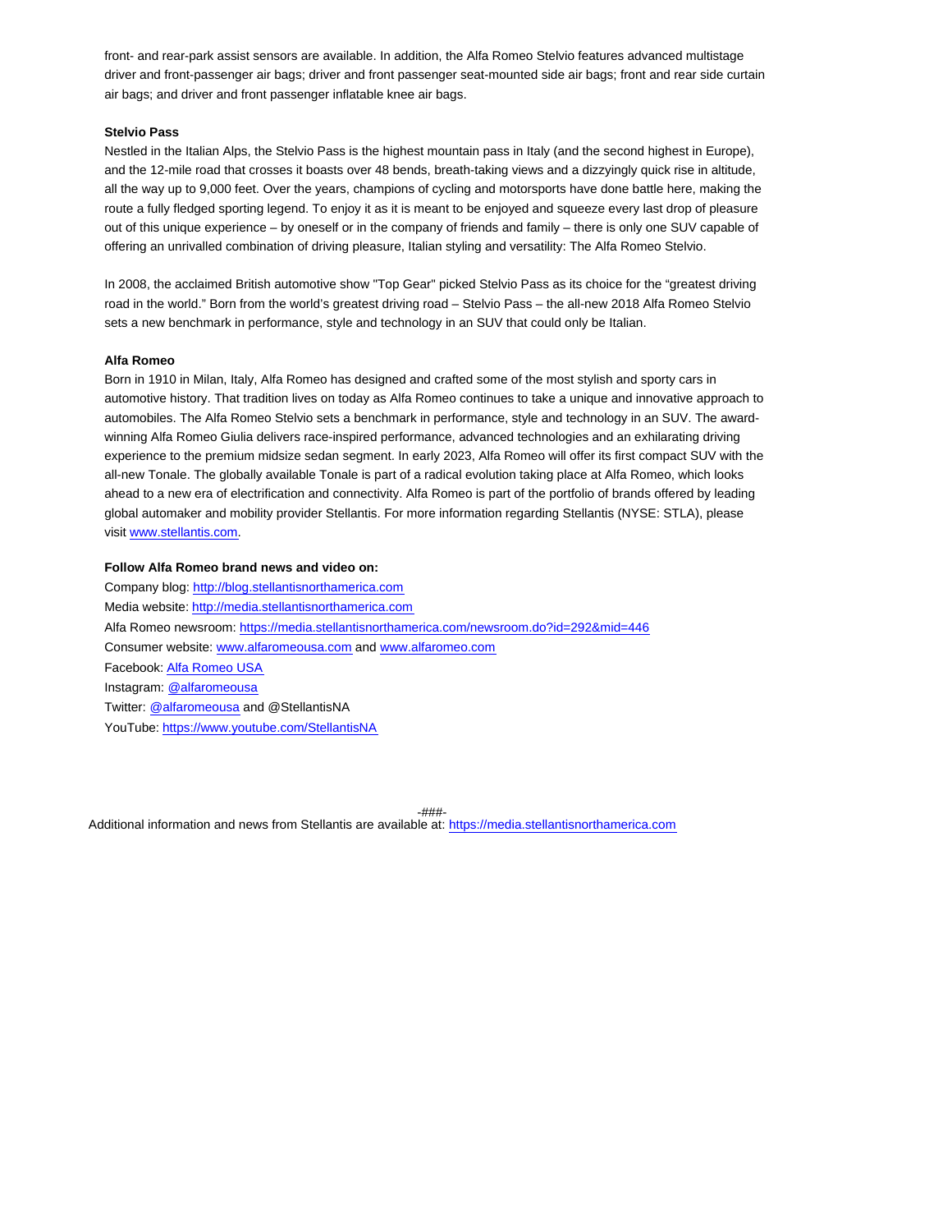front- and rear-park assist sensors are available. In addition, the Alfa Romeo Stelvio features advanced multistage driver and front-passenger air bags; driver and front passenger seat-mounted side air bags; front and rear side curtain air bags; and driver and front passenger inflatable knee air bags.

**Stelvio Pass**

Nestled in the Italian Alps, the Stelvio Pass is the highest mountain pass in Italy (and the second highest in Europe), and the 12-mile road that crosses it boasts over 48 bends, breath-taking views and a dizzyingly quick rise in altitude, all the way up to 9,000 feet. Over the years, champions of cycling and motorsports have done battle here, making the route a fully fledged sporting legend. To enjoy it as it is meant to be enjoyed and squeeze every last drop of pleasure out of this unique experience – by oneself or in the company of friends and family – there is only one SUV capable of offering an unrivalled combination of driving pleasure, Italian styling and versatility: The Alfa Romeo Stelvio.

In 2008, the acclaimed British automotive show "Top Gear" picked Stelvio Pass as its choice for the "greatest driving road in the world." Born from the world's greatest driving road – Stelvio Pass – the all-new 2018 Alfa Romeo Stelvio sets a new benchmark in performance, style and technology in an SUV that could only be Italian.

**Alfa Romeo**

Born in 1910 in Milan, Italy, Alfa Romeo has designed and crafted some of the most stylish and sporty cars in automotive history. That tradition lives on today as Alfa Romeo continues to take a unique and innovative approach to automobiles. The Alfa Romeo Stelvio sets a benchmark in performance, style and technology in an SUV. The award-winning Alfa Romeo Giulia delivers race-inspired performance, advanced technologies and an exhilarating driving experience to the premium midsize sedan segment. In early 2023, Alfa Romeo will offer its first compact SUV with the all-new Tonale. The globally available Tonale is part of a radical evolution taking place at Alfa Romeo, which looks ahead to a new era of electrification and connectivity. Alfa Romeo is part of the portfolio of brands offered by leading global automaker and mobility provider Stellantis. For more information regarding Stellantis (NYSE: STLA), please visit www.stellantis.com.

**Follow Alfa Romeo brand news and video on:**

Company blog: http://blog.stellantisnorthamerica.com
Media website: http://media.stellantisnorthamerica.com
Alfa Romeo newsroom: https://media.stellantisnorthamerica.com/newsroom.do?id=292&mid=446
Consumer website: www.alfaromeousa.com and www.alfaromeo.com
Facebook: Alfa Romeo USA
Instagram: @alfaromeousa
Twitter: @alfaromeousa and @StellantisNA
YouTube: https://www.youtube.com/StellantisNA

-###-

Additional information and news from Stellantis are available at: https://media.stellantisnorthamerica.com